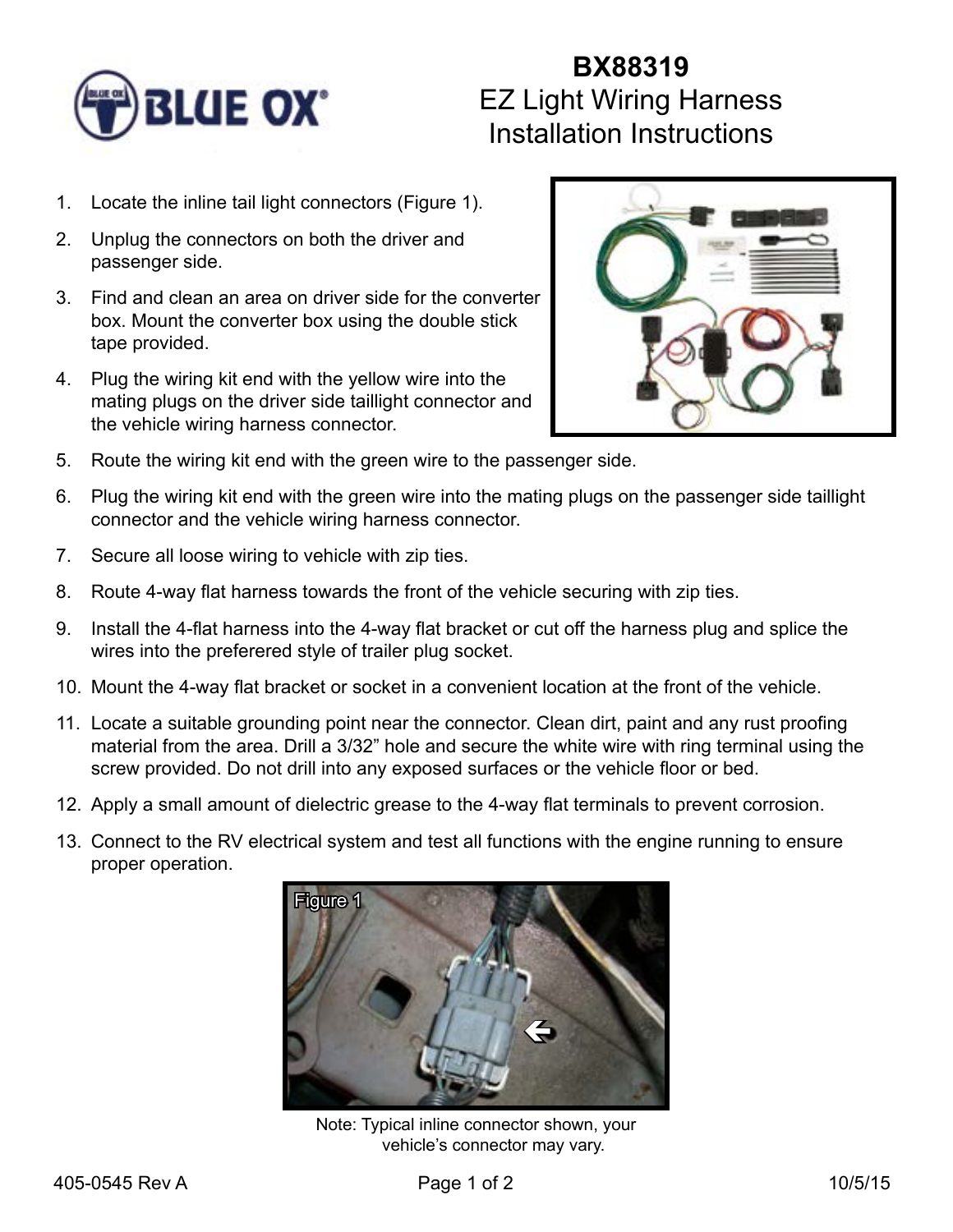# BX88319

## EZ Light Wiring Harness Installation Instructions

1. Locate the inline tail light connectors (Figure 1).
2. Unplug the connectors on both the driver and passenger side.
3. Find and clean an area on driver side for the converter box. Mount the converter box using the double stick tape provided.
4. Plug the wiring kit end with the yellow wire into the mating plugs on the driver side taillight connector and the vehicle wiring harness connector.
5. Route the wiring kit end with the green wire to the passenger side.
6. Plug the wiring kit end with the green wire into the mating plugs on the passenger side taillight connector and the vehicle wiring harness connector.
7. Secure all loose wiring to vehicle with zip ties.
8. Route 4-way flat harness towards the front of the vehicle securing with zip ties.
9. Install the 4-flat harness into the 4-way flat bracket or cut off the harness plug and splice the wires into the preferered style of trailer plug socket.
10. Mount the 4-way flat bracket or socket in a convenient location at the front of the vehicle.
11. Locate a suitable grounding point near the connector. Clean dirt, paint and any rust proofing material from the area. Drill a 3/32" hole and secure the white wire with ring terminal using the screw provided. Do not drill into any exposed surfaces or the vehicle floor or bed.
12. Apply a small amount of dielectric grease to the 4-way flat terminals to prevent corrosion.
13. Connect to the RV electrical system and test all functions with the engine running to ensure proper operation.

Figure 1

Note: Typical inline connector shown, your vehicle's connector may vary.

405-0545 Rev A

10/5/15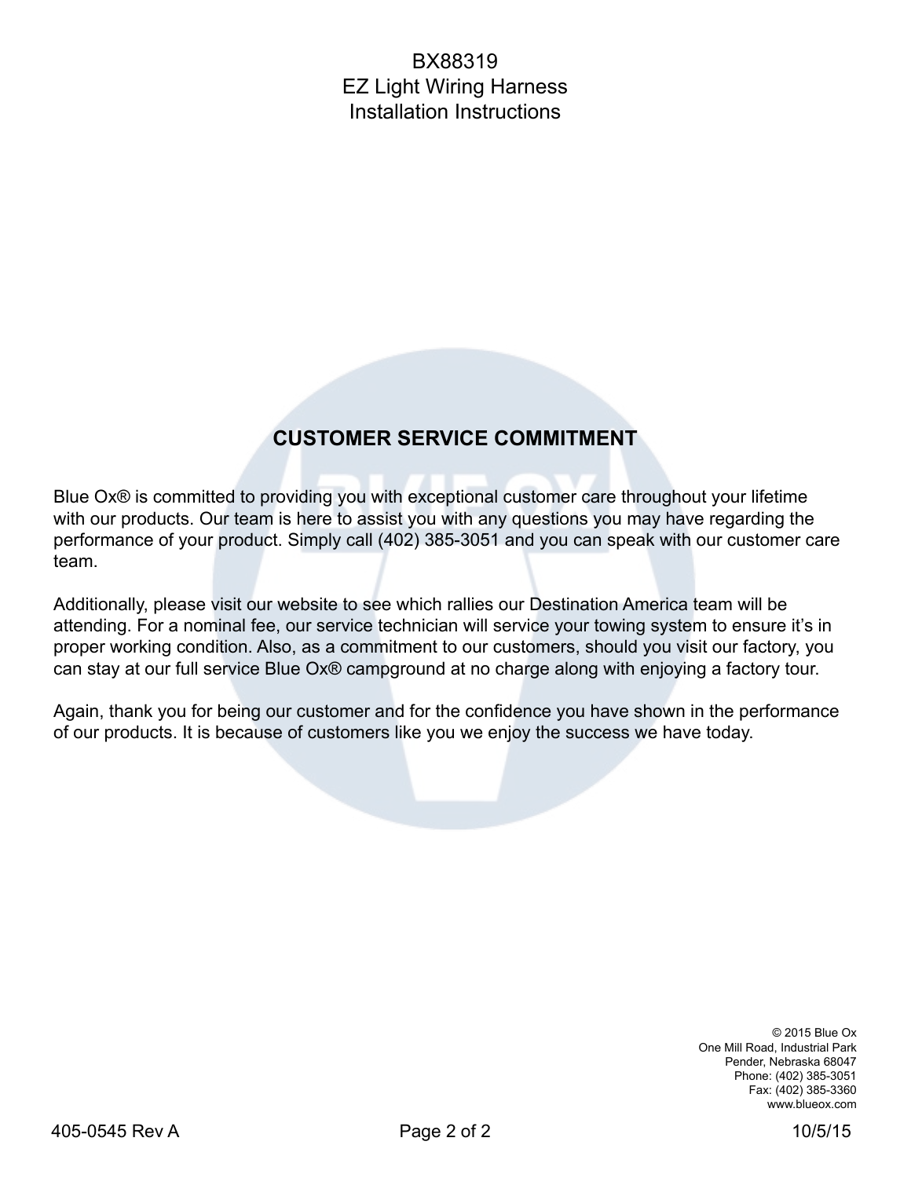# BX88319
# EZ Light Wiring Harness
# Installation Instructions

## CUSTOMER SERVICE COMMITMENT

Blue Ox® is committed to providing you with exceptional customer care throughout your lifetime with our products. Our team is here to assist you with any questions you may have regarding the performance of your product. Simply call (402) 385-3051 and you can speak with our customer care team.

Additionally, please visit our website to see which rallies our Destination America team will be attending. For a nominal fee, our service technician will service your towing system to ensure it's in proper working condition. Also, as a commitment to our customers, should you visit our factory, you can stay at our full service Blue Ox® campground at no charge along with enjoying a factory tour.

Again, thank you for being our customer and for the confidence you have shown in the performance of our products. It is because of customers like you we enjoy the success we have today.

© 2015 Blue Ox
One Mill Road, Industrial Park
Pender, Nebraska 68047
Phone: (402) 385-3051
Fax: (402) 385-3360
www.blueox.com

405-0545 Rev A

10/5/15